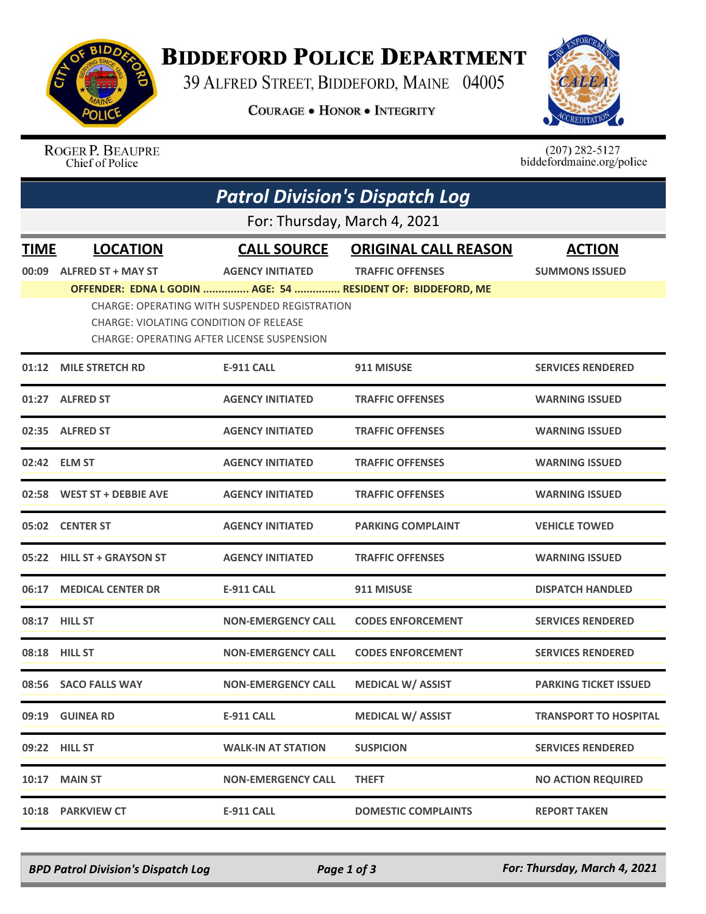# BIDDEFORD POLICE DEPARTMENT

39 ALFRED STREET, BIDDEFORD, MAINE 04005

COURAGE • HONOR • INTEGRITY

ROGER P. BEAUPRE
Chief of Police

(207) 282-5127
biddefordmaine.org/police

## *Patrol Division's Dispatch Log*

For: Thursday, March 4, 2021

| TIME | LOCATION | CALL SOURCE | ORIGINAL CALL REASON | ACTION |
|---|---|---|---|---|
| 00:09 | ALFRED ST + MAY ST | AGENCY INITIATED | TRAFFIC OFFENSES | SUMMONS ISSUED |
| | **OFFENDER: EDNA L GODIN ............... AGE: 54 ............... RESIDENT OF: BIDDEFORD, ME** | | | |
| | CHARGE: OPERATING WITH SUSPENDED REGISTRATION<br>CHARGE: VIOLATING CONDITION OF RELEASE<br>CHARGE: OPERATING AFTER LICENSE SUSPENSION | | | |
| 01:12 | MILE STRETCH RD | E-911 CALL | 911 MISUSE | SERVICES RENDERED |
| 01:27 | ALFRED ST | AGENCY INITIATED | TRAFFIC OFFENSES | WARNING ISSUED |
| 02:35 | ALFRED ST | AGENCY INITIATED | TRAFFIC OFFENSES | WARNING ISSUED |
| 02:42 | ELM ST | AGENCY INITIATED | TRAFFIC OFFENSES | WARNING ISSUED |
| 02:58 | WEST ST + DEBBIE AVE | AGENCY INITIATED | TRAFFIC OFFENSES | WARNING ISSUED |
| 05:02 | CENTER ST | AGENCY INITIATED | PARKING COMPLAINT | VEHICLE TOWED |
| 05:22 | HILL ST + GRAYSON ST | AGENCY INITIATED | TRAFFIC OFFENSES | WARNING ISSUED |
| 06:17 | MEDICAL CENTER DR | E-911 CALL | 911 MISUSE | DISPATCH HANDLED |
| 08:17 | HILL ST | NON-EMERGENCY CALL | CODES ENFORCEMENT | SERVICES RENDERED |
| 08:18 | HILL ST | NON-EMERGENCY CALL | CODES ENFORCEMENT | SERVICES RENDERED |
| 08:56 | SACO FALLS WAY | NON-EMERGENCY CALL | MEDICAL W/ ASSIST | PARKING TICKET ISSUED |
| 09:19 | GUINEA RD | E-911 CALL | MEDICAL W/ ASSIST | TRANSPORT TO HOSPITAL |
| 09:22 | HILL ST | WALK-IN AT STATION | SUSPICION | SERVICES RENDERED |
| 10:17 | MAIN ST | NON-EMERGENCY CALL | THEFT | NO ACTION REQUIRED |
| 10:18 | PARKVIEW CT | E-911 CALL | DOMESTIC COMPLAINTS | REPORT TAKEN |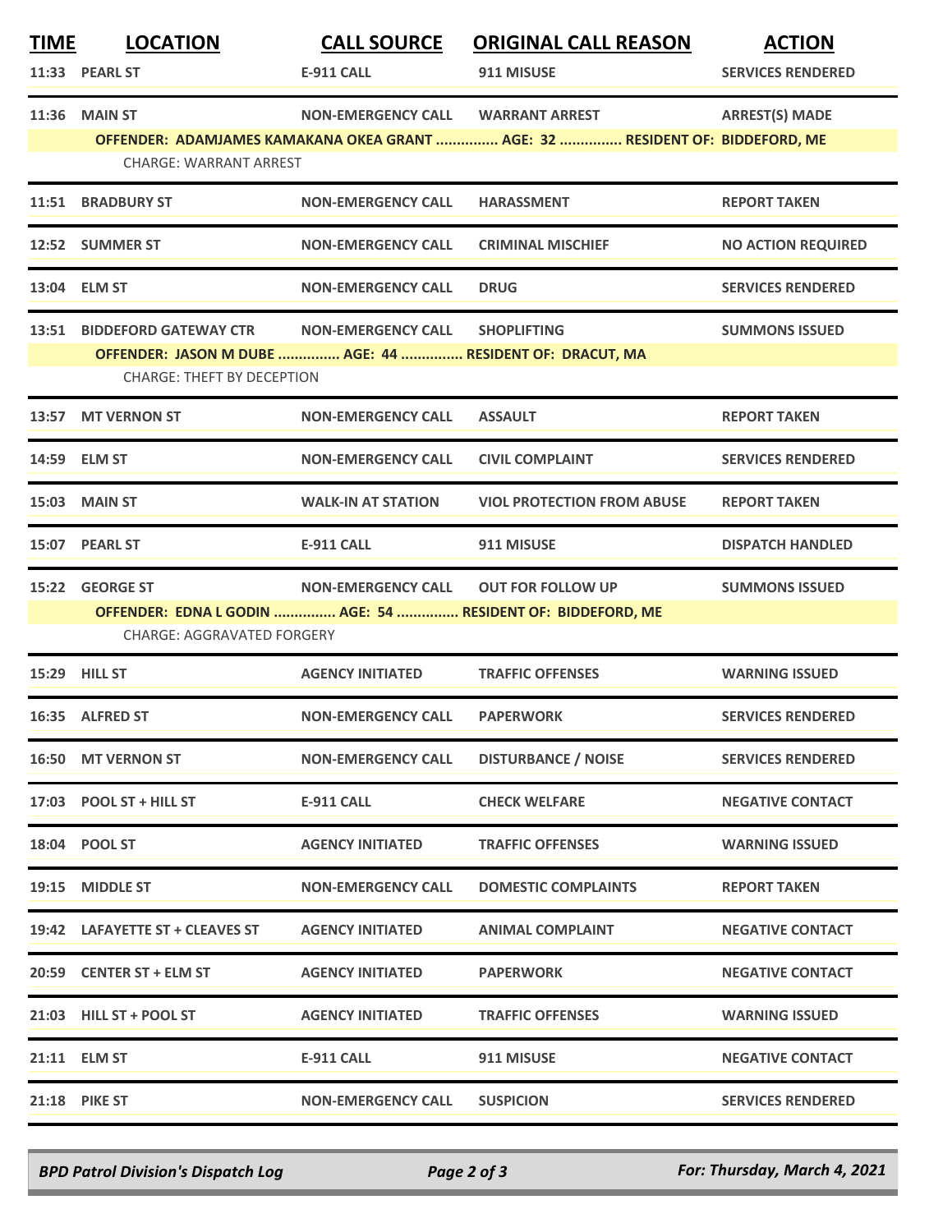| TIME | LOCATION | CALL SOURCE | ORIGINAL CALL REASON | ACTION |
|---|---|---|---|---|
| 11:33 | PEARL ST | E-911 CALL | 911 MISUSE | SERVICES RENDERED |
| 11:36 | MAIN ST | NON-EMERGENCY CALL | WARRANT ARREST | ARREST(S) MADE |
| | OFFENDER: ADAMJAMES KAMAKANA OKEA GRANT ............... AGE: 32 ............... RESIDENT OF: BIDDEFORD, ME | | | |
| | CHARGE: WARRANT ARREST | | | |
| 11:51 | BRADBURY ST | NON-EMERGENCY CALL | HARASSMENT | REPORT TAKEN |
| 12:52 | SUMMER ST | NON-EMERGENCY CALL | CRIMINAL MISCHIEF | NO ACTION REQUIRED |
| 13:04 | ELM ST | NON-EMERGENCY CALL | DRUG | SERVICES RENDERED |
| 13:51 | BIDDEFORD GATEWAY CTR | NON-EMERGENCY CALL | SHOPLIFTING | SUMMONS ISSUED |
| | OFFENDER: JASON M DUBE ............... AGE: 44 ............... RESIDENT OF: DRACUT, MA | | | |
| | CHARGE: THEFT BY DECEPTION | | | |
| 13:57 | MT VERNON ST | NON-EMERGENCY CALL | ASSAULT | REPORT TAKEN |
| 14:59 | ELM ST | NON-EMERGENCY CALL | CIVIL COMPLAINT | SERVICES RENDERED |
| 15:03 | MAIN ST | WALK-IN AT STATION | VIOL PROTECTION FROM ABUSE | REPORT TAKEN |
| 15:07 | PEARL ST | E-911 CALL | 911 MISUSE | DISPATCH HANDLED |
| 15:22 | GEORGE ST | NON-EMERGENCY CALL | OUT FOR FOLLOW UP | SUMMONS ISSUED |
| | OFFENDER: EDNA L GODIN ............... AGE: 54 ............... RESIDENT OF: BIDDEFORD, ME | | | |
| | CHARGE: AGGRAVATED FORGERY | | | |
| 15:29 | HILL ST | AGENCY INITIATED | TRAFFIC OFFENSES | WARNING ISSUED |
| 16:35 | ALFRED ST | NON-EMERGENCY CALL | PAPERWORK | SERVICES RENDERED |
| 16:50 | MT VERNON ST | NON-EMERGENCY CALL | DISTURBANCE / NOISE | SERVICES RENDERED |
| 17:03 | POOL ST + HILL ST | E-911 CALL | CHECK WELFARE | NEGATIVE CONTACT |
| 18:04 | POOL ST | AGENCY INITIATED | TRAFFIC OFFENSES | WARNING ISSUED |
| 19:15 | MIDDLE ST | NON-EMERGENCY CALL | DOMESTIC COMPLAINTS | REPORT TAKEN |
| 19:42 | LAFAYETTE ST + CLEAVES ST | AGENCY INITIATED | ANIMAL COMPLAINT | NEGATIVE CONTACT |
| 20:59 | CENTER ST + ELM ST | AGENCY INITIATED | PAPERWORK | NEGATIVE CONTACT |
| 21:03 | HILL ST + POOL ST | AGENCY INITIATED | TRAFFIC OFFENSES | WARNING ISSUED |
| 21:11 | ELM ST | E-911 CALL | 911 MISUSE | NEGATIVE CONTACT |
| 21:18 | PIKE ST | NON-EMERGENCY CALL | SUSPICION | SERVICES RENDERED |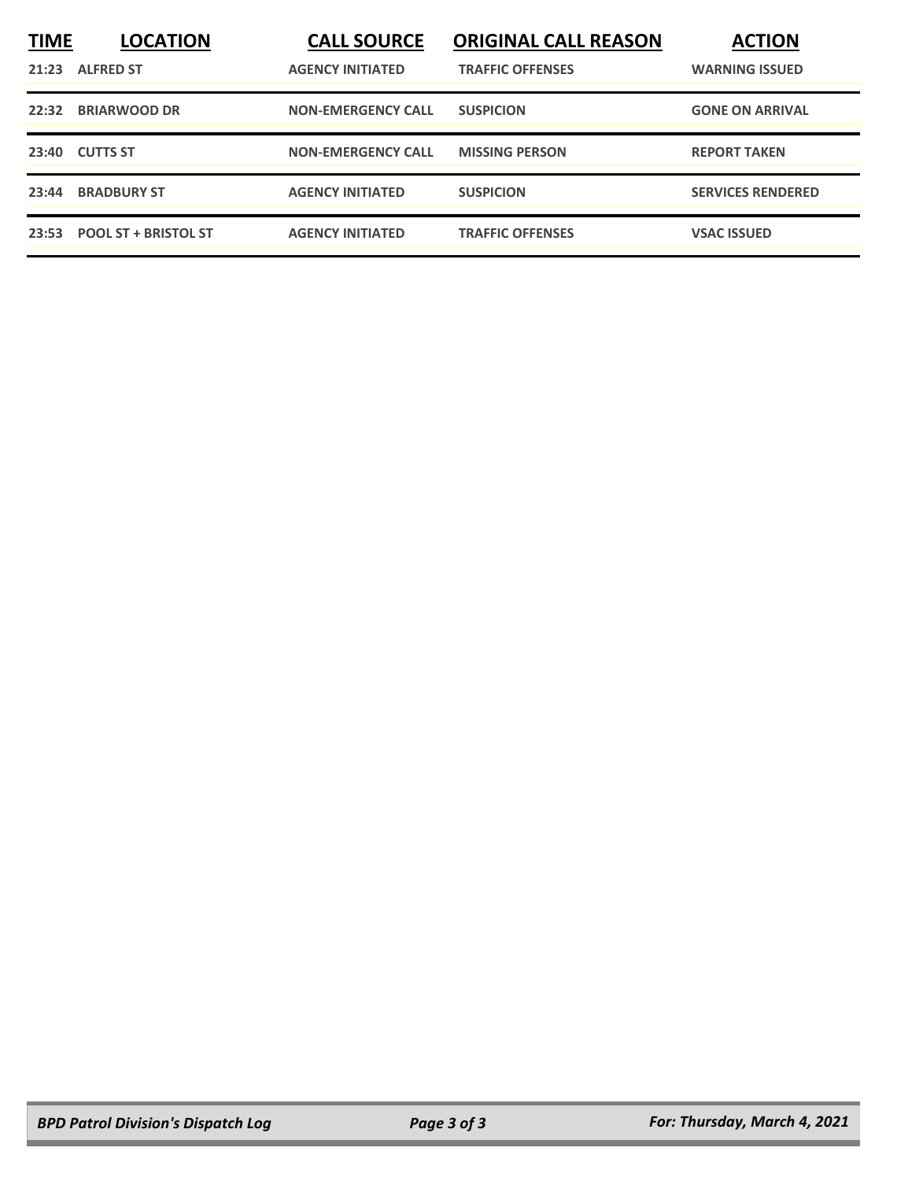| TIME | LOCATION | CALL SOURCE | ORIGINAL CALL REASON | ACTION |
| --- | --- | --- | --- | --- |
| 21:23 | ALFRED ST | AGENCY INITIATED | TRAFFIC OFFENSES | WARNING ISSUED |
| 22:32 | BRIARWOOD DR | NON-EMERGENCY CALL | SUSPICION | GONE ON ARRIVAL |
| 23:40 | CUTTS ST | NON-EMERGENCY CALL | MISSING PERSON | REPORT TAKEN |
| 23:44 | BRADBURY ST | AGENCY INITIATED | SUSPICION | SERVICES RENDERED |
| 23:53 | POOL ST + BRISTOL ST | AGENCY INITIATED | TRAFFIC OFFENSES | VSAC ISSUED |